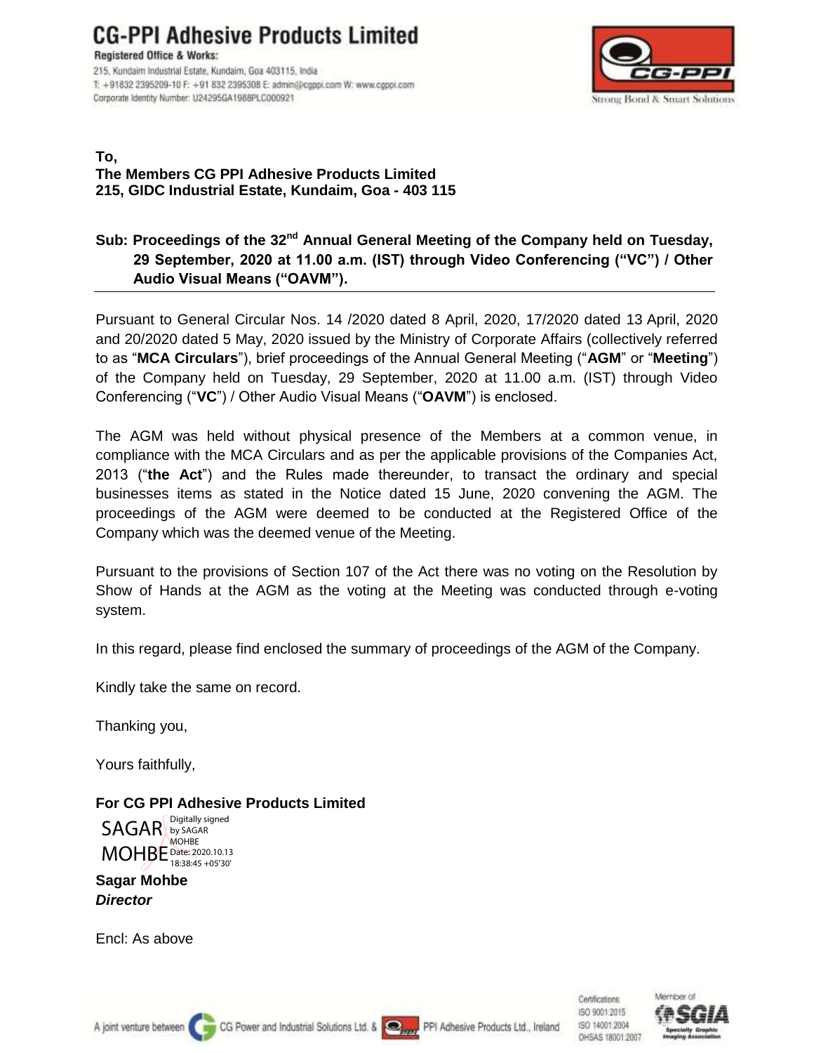# CG-PPI Adhesive Products Limited

**Registered Office & Works:**
215, Kundaim Industrial Estate, Kundaim, Goa 403115, India
T: +91832 2395209-10 F: +91 832 2395308 E: admin@cgppi.com W: www.cgppi.com
Corporate Identity Number: U24295GA1988PLC000921

Strong Bond & Smart Solutions

**To,**
**The Members CG PPI Adhesive Products Limited**
**215, GIDC Industrial Estate, Kundaim, Goa - 403 115**

**Sub: Proceedings of the 32nd Annual General Meeting of the Company held on Tuesday, 29 September, 2020 at 11.00 a.m. (IST) through Video Conferencing ("VC") / Other Audio Visual Means ("OAVM").**

Pursuant to General Circular Nos. 14 /2020 dated 8 April, 2020, 17/2020 dated 13 April, 2020 and 20/2020 dated 5 May, 2020 issued by the Ministry of Corporate Affairs (collectively referred to as "**MCA Circulars**"), brief proceedings of the Annual General Meeting ("**AGM**" or "**Meeting**") of the Company held on Tuesday, 29 September, 2020 at 11.00 a.m. (IST) through Video Conferencing ("**VC**") / Other Audio Visual Means ("**OAVM**") is enclosed.

The AGM was held without physical presence of the Members at a common venue, in compliance with the MCA Circulars and as per the applicable provisions of the Companies Act, 2013 ("**the Act**") and the Rules made thereunder, to transact the ordinary and special businesses items as stated in the Notice dated 15 June, 2020 convening the AGM. The proceedings of the AGM were deemed to be conducted at the Registered Office of the Company which was the deemed venue of the Meeting.

Pursuant to the provisions of Section 107 of the Act there was no voting on the Resolution by Show of Hands at the AGM as the voting at the Meeting was conducted through e-voting system.

In this regard, please find enclosed the summary of proceedings of the AGM of the Company.

Kindly take the same on record.

Thanking you,

Yours faithfully,

**For CG PPI Adhesive Products Limited**

SAGAR MOHBE Digitally signed by SAGAR MOHBE Date: 2020.10.13 18:38:45 +05'30'

**Sagar Mohbe**
***Director***

Encl: As above

A joint venture between CG Power and Industrial Solutions Ltd. & PPI Adhesive Products Ltd., Ireland

Certifications: ISO 9001:2015 ISO 14001:2004 OHSAS 18001:2007

Member of SGIA Specialty Graphic Imaging Association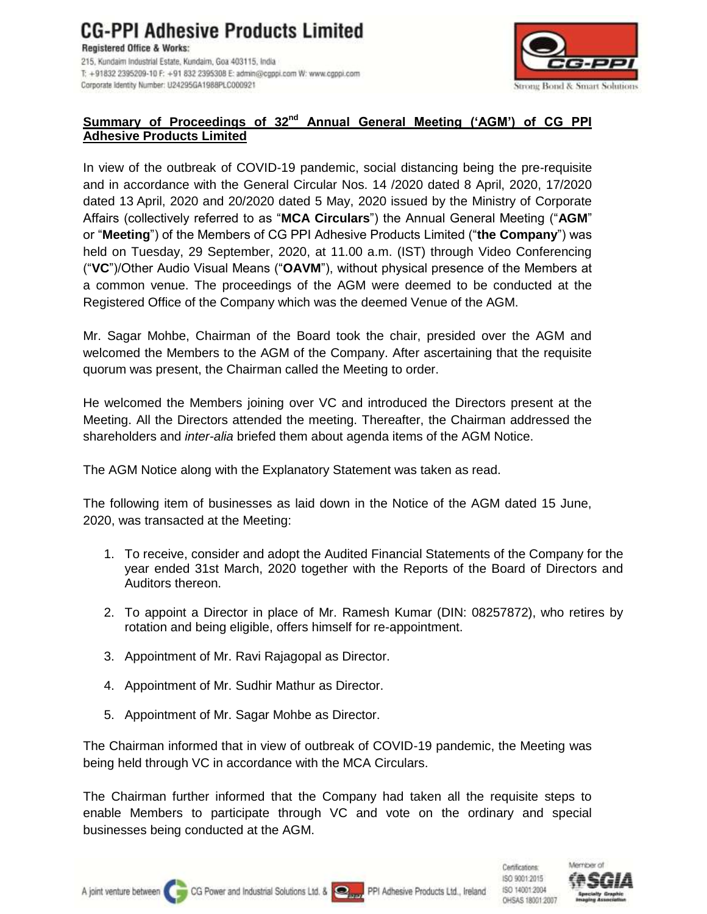**Summary of Proceedings of 32nd Annual General Meeting ('AGM') of CG PPI Adhesive Products Limited**

In view of the outbreak of COVID-19 pandemic, social distancing being the pre-requisite and in accordance with the General Circular Nos. 14 /2020 dated 8 April, 2020, 17/2020 dated 13 April, 2020 and 20/2020 dated 5 May, 2020 issued by the Ministry of Corporate Affairs (collectively referred to as "**MCA Circulars**") the Annual General Meeting ("**AGM**" or "**Meeting**") of the Members of CG PPI Adhesive Products Limited ("**the Company**") was held on Tuesday, 29 September, 2020, at 11.00 a.m. (IST) through Video Conferencing ("**VC**")/Other Audio Visual Means ("**OAVM**"), without physical presence of the Members at a common venue. The proceedings of the AGM were deemed to be conducted at the Registered Office of the Company which was the deemed Venue of the AGM.

Mr. Sagar Mohbe, Chairman of the Board took the chair, presided over the AGM and welcomed the Members to the AGM of the Company. After ascertaining that the requisite quorum was present, the Chairman called the Meeting to order.

He welcomed the Members joining over VC and introduced the Directors present at the Meeting. All the Directors attended the meeting. Thereafter, the Chairman addressed the shareholders and *inter-alia* briefed them about agenda items of the AGM Notice.

The AGM Notice along with the Explanatory Statement was taken as read.

The following item of businesses as laid down in the Notice of the AGM dated 15 June, 2020, was transacted at the Meeting:

1. To receive, consider and adopt the Audited Financial Statements of the Company for the year ended 31st March, 2020 together with the Reports of the Board of Directors and Auditors thereon.

2. To appoint a Director in place of Mr. Ramesh Kumar (DIN: 08257872), who retires by rotation and being eligible, offers himself for re-appointment.

3. Appointment of Mr. Ravi Rajagopal as Director.

4. Appointment of Mr. Sudhir Mathur as Director.

5. Appointment of Mr. Sagar Mohbe as Director.

The Chairman informed that in view of outbreak of COVID-19 pandemic, the Meeting was being held through VC in accordance with the MCA Circulars.

The Chairman further informed that the Company had taken all the requisite steps to enable Members to participate through VC and vote on the ordinary and special businesses being conducted at the AGM.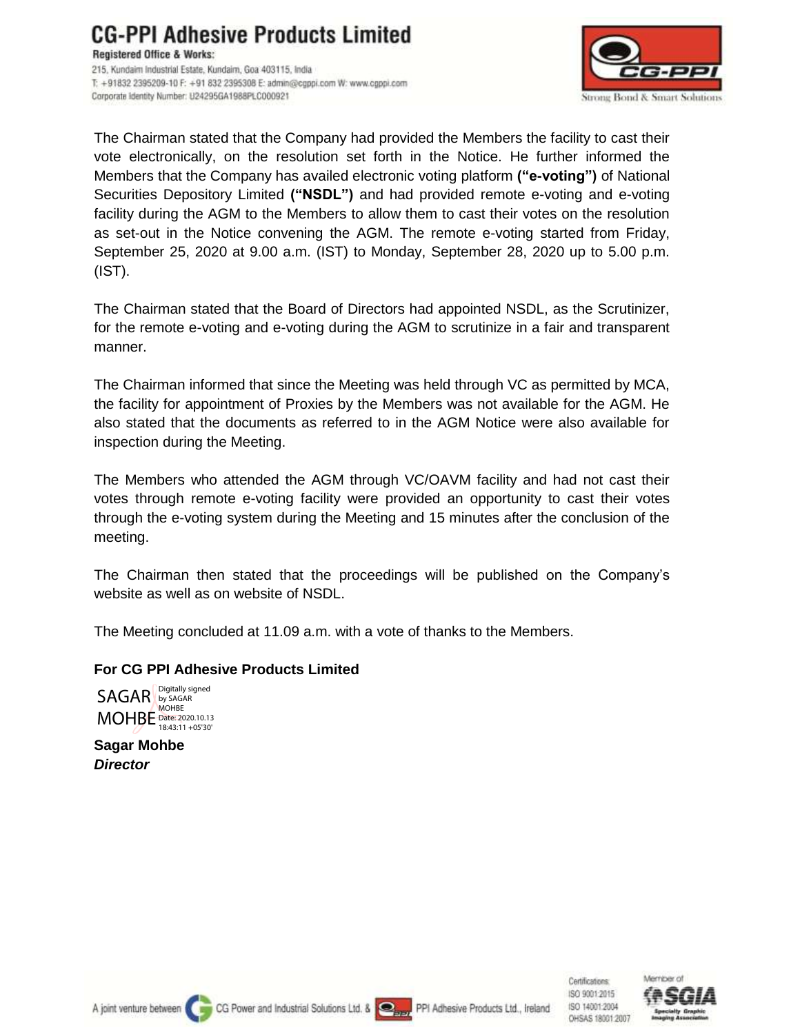The Chairman stated that the Company had provided the Members the facility to cast their vote electronically, on the resolution set forth in the Notice. He further informed the Members that the Company has availed electronic voting platform **("e-voting")** of National Securities Depository Limited **("NSDL")** and had provided remote e-voting and e-voting facility during the AGM to the Members to allow them to cast their votes on the resolution as set-out in the Notice convening the AGM. The remote e-voting started from Friday, September 25, 2020 at 9.00 a.m. (IST) to Monday, September 28, 2020 up to 5.00 p.m. (IST).

The Chairman stated that the Board of Directors had appointed NSDL, as the Scrutinizer, for the remote e-voting and e-voting during the AGM to scrutinize in a fair and transparent manner.

The Chairman informed that since the Meeting was held through VC as permitted by MCA, the facility for appointment of Proxies by the Members was not available for the AGM. He also stated that the documents as referred to in the AGM Notice were also available for inspection during the Meeting.

The Members who attended the AGM through VC/OAVM facility and had not cast their votes through remote e-voting facility were provided an opportunity to cast their votes through the e-voting system during the Meeting and 15 minutes after the conclusion of the meeting.

The Chairman then stated that the proceedings will be published on the Company's website as well as on website of NSDL.

The Meeting concluded at 11.09 a.m. with a vote of thanks to the Members.

**For CG PPI Adhesive Products Limited**

SAGAR MOHBE
Digitally signed by SAGAR MOHBE
Date: 2020.10.13 18:43:11 +05'30'

**Sagar Mohbe**
***Director***